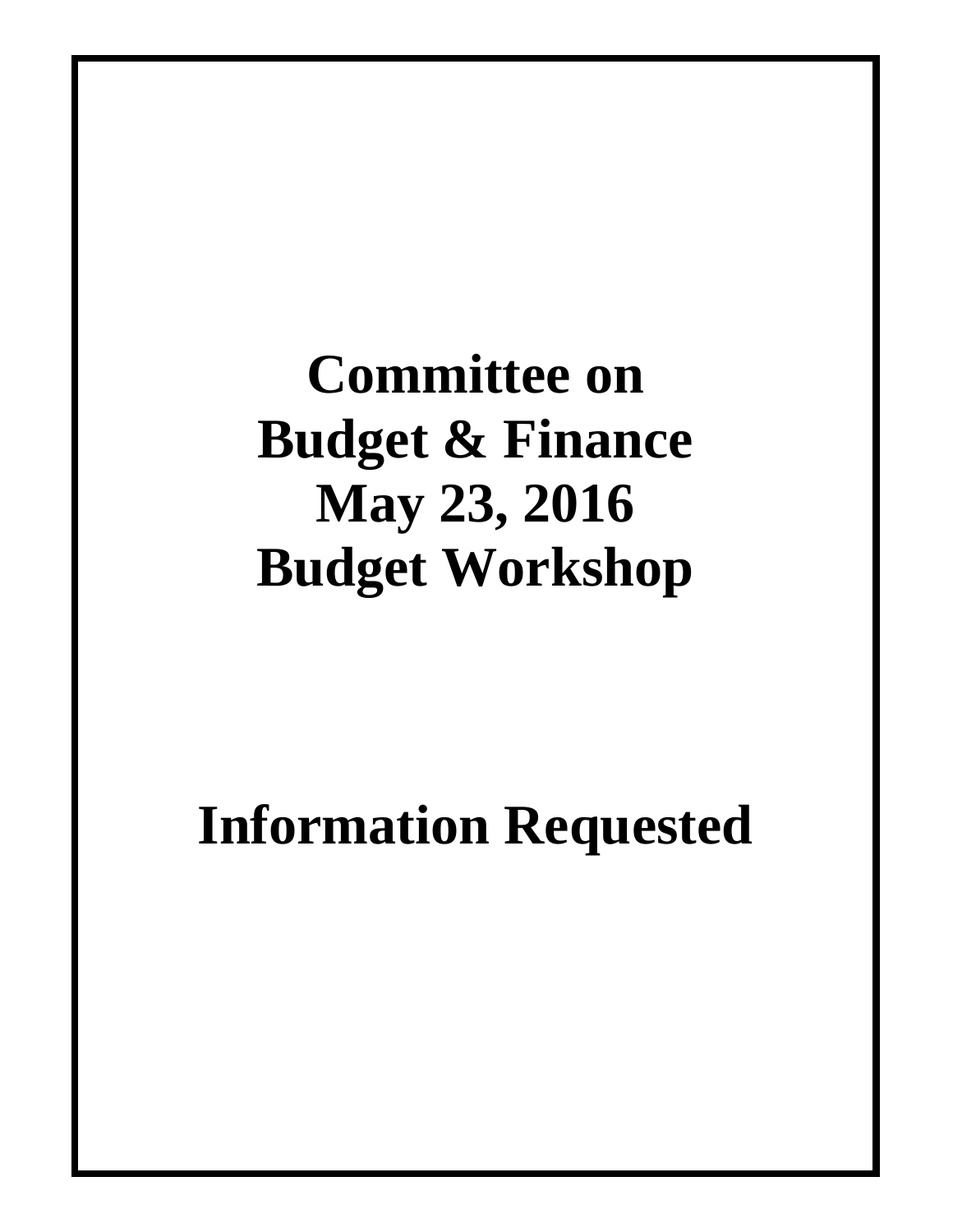# Committee on Budget & Finance May 23, 2016 Budget Workshop

# Information Requested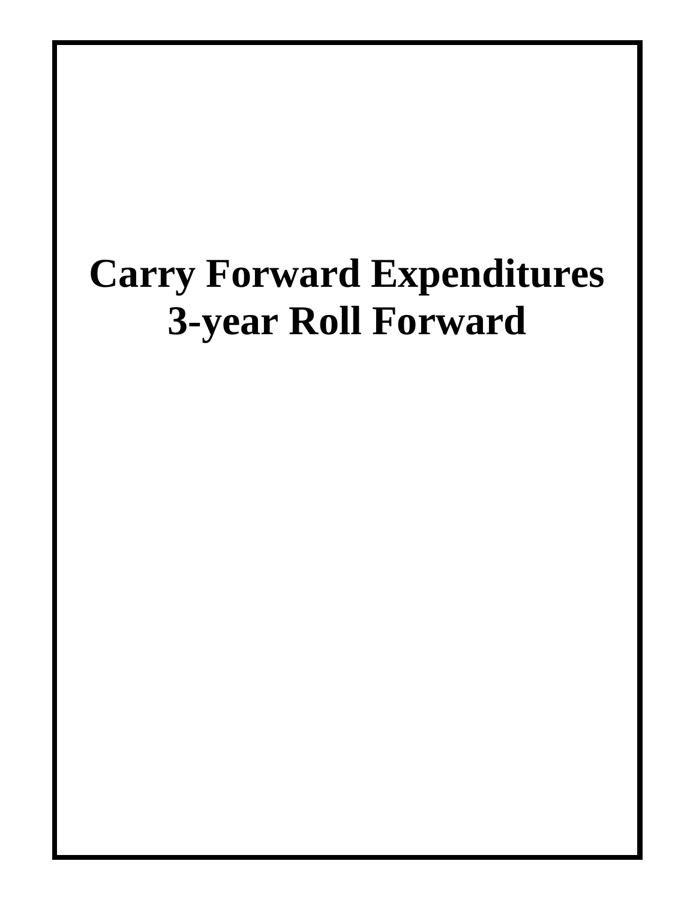# Carry Forward Expenditures
# 3-year Roll Forward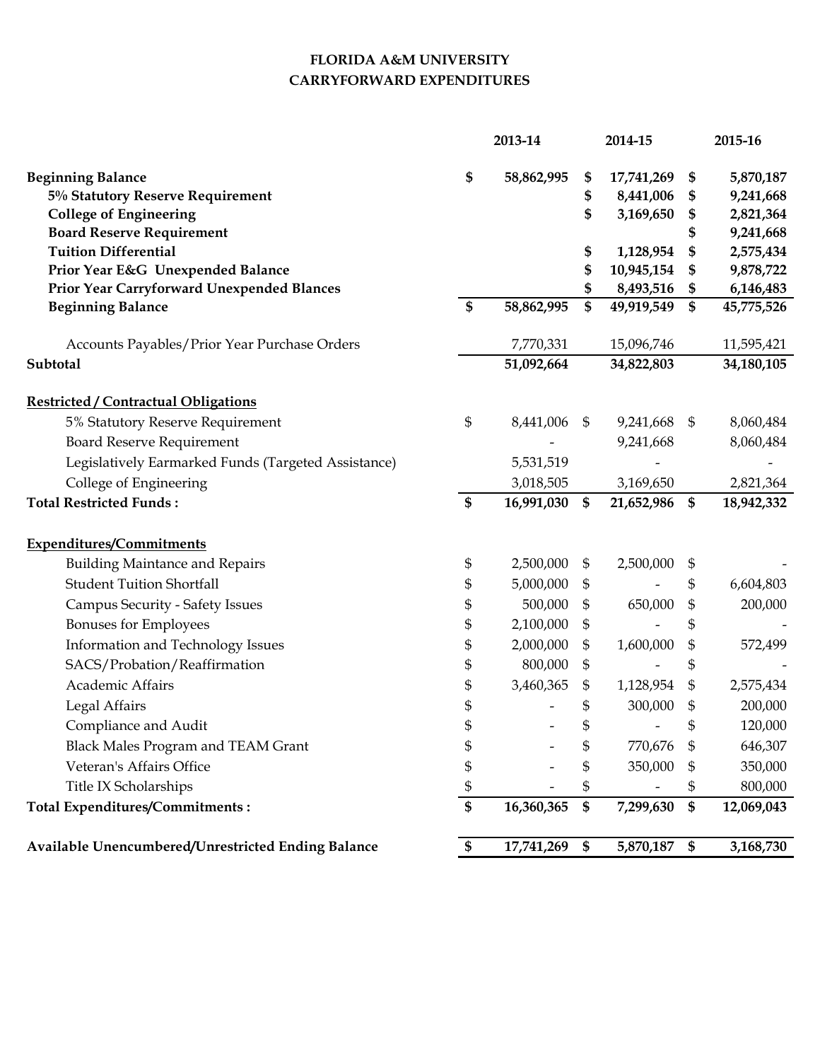# FLORIDA A&M UNIVERSITY
## CARRYFORWARD EXPENDITURES

| | 2013-14 | 2014-15 | 2015-16 |
|---|---|---|---|
| **Beginning Balance** | **$ 58,862,995** | **$ 17,741,269** | **$ 5,870,187** |
| **5% Statutory Reserve Requirement** | | **$ 8,441,006** | **$ 9,241,668** |
| **College of Engineering** | | **$ 3,169,650** | **$ 2,821,364** |
| **Board Reserve Requirement** | | | **$ 9,241,668** |
| **Tuition Differential** | | **$ 1,128,954** | **$ 2,575,434** |
| **Prior Year E&G Unexpended Balance** | | **$ 10,945,154** | **$ 9,878,722** |
| **Prior Year Carryforward Unexpended Blances** | | **$ 8,493,516** | **$ 6,146,483** |
| **Beginning Balance** | **$ 58,862,995** | **$ 49,919,549** | **$ 45,775,526** |
| Accounts Payables/Prior Year Purchase Orders | 7,770,331 | 15,096,746 | 11,595,421 |
| **Subtotal** | **51,092,664** | **34,822,803** | **34,180,105** |
| **Restricted / Contractual Obligations** | | | |
| 5% Statutory Reserve Requirement | $ 8,441,006 | $ 9,241,668 | $ 8,060,484 |
| Board Reserve Requirement | - | 9,241,668 | 8,060,484 |
| Legislatively Earmarked Funds (Targeted Assistance) | 5,531,519 | - | - |
| College of Engineering | 3,018,505 | 3,169,650 | 2,821,364 |
| **Total Restricted Funds :** | **$ 16,991,030** | **$ 21,652,986** | **$ 18,942,332** |
| **Expenditures/Commitments** | | | |
| Building Maintance and Repairs | $ 2,500,000 | $ 2,500,000 | $ - |
| Student Tuition Shortfall | $ 5,000,000 | $ - | $ 6,604,803 |
| Campus Security - Safety Issues | $ 500,000 | $ 650,000 | $ 200,000 |
| Bonuses for Employees | $ 2,100,000 | $ - | $ - |
| Information and Technology Issues | $ 2,000,000 | $ 1,600,000 | $ 572,499 |
| SACS/Probation/Reaffirmation | $ 800,000 | $ - | $ - |
| Academic Affairs | $ 3,460,365 | $ 1,128,954 | $ 2,575,434 |
| Legal Affairs | $ - | $ 300,000 | $ 200,000 |
| Compliance and Audit | $ - | $ - | $ 120,000 |
| Black Males Program and TEAM Grant | $ - | $ 770,676 | $ 646,307 |
| Veteran's Affairs Office | $ - | $ 350,000 | $ 350,000 |
| Title IX Scholarships | $ - | $ - | $ 800,000 |
| **Total Expenditures/Commitments :** | **$ 16,360,365** | **$ 7,299,630** | **$ 12,069,043** |
| **Available Unencumbered/Unrestricted Ending Balance** | **$ 17,741,269** | **$ 5,870,187** | **$ 3,168,730** |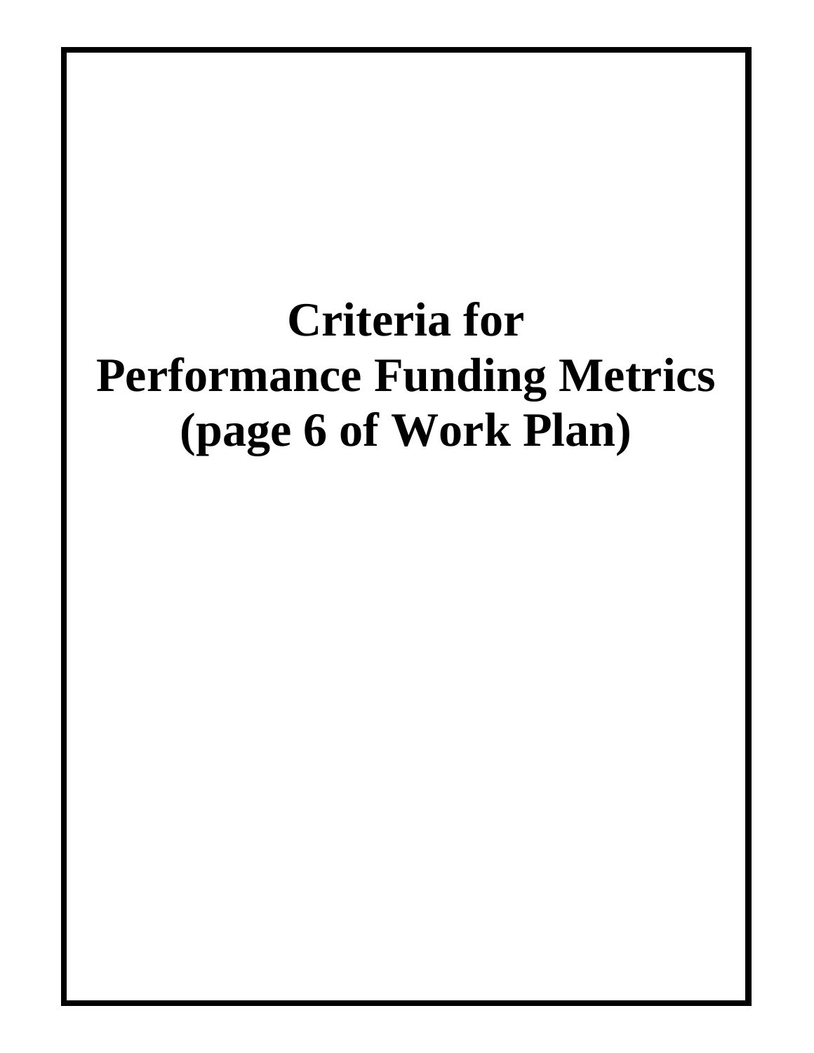# Criteria for Performance Funding Metrics (page 6 of Work Plan)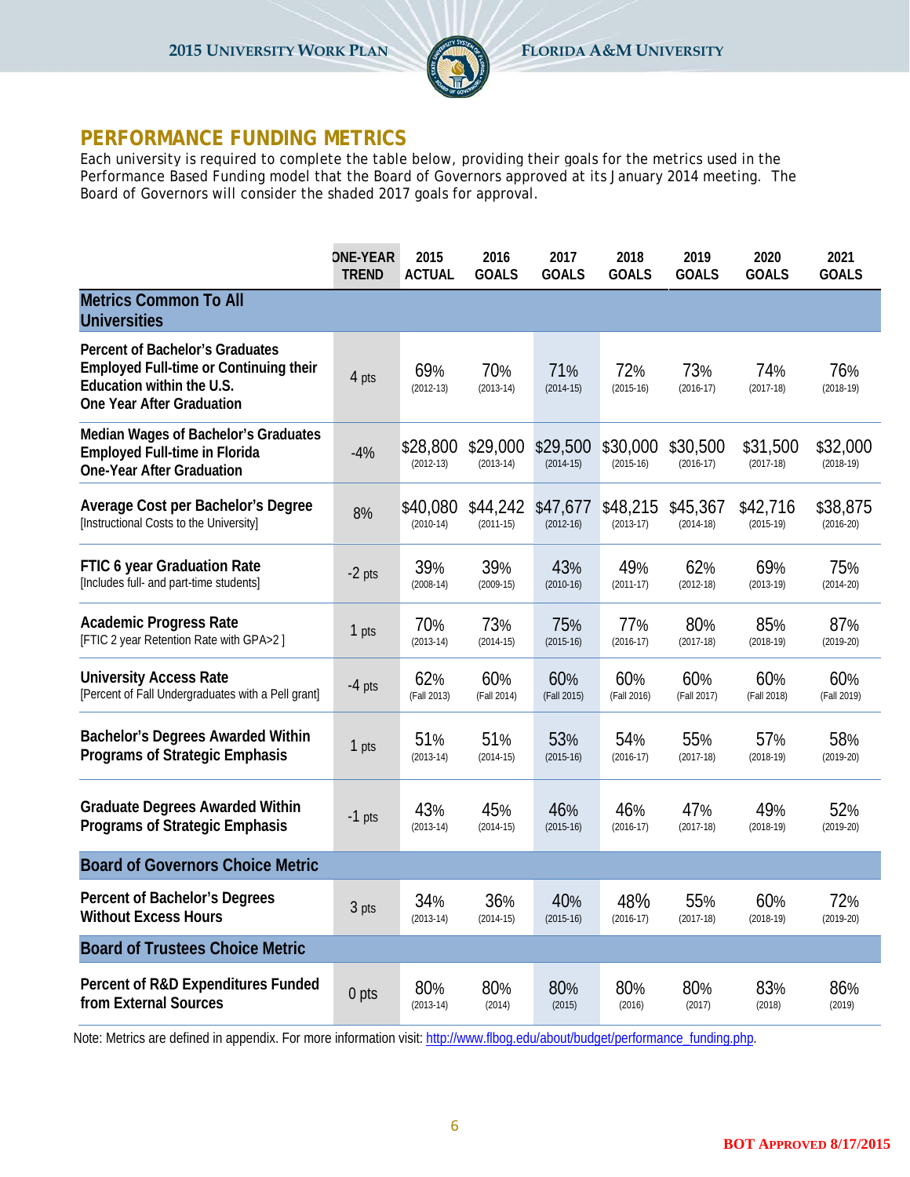## PERFORMANCE FUNDING METRICS

Each university is required to complete the table below, providing their goals for the metrics used in the Performance Based Funding model that the Board of Governors approved at its January 2014 meeting. The Board of Governors will consider the shaded 2017 goals for approval.

| | ONE-YEAR TREND | 2015 ACTUAL | 2016 GOALS | 2017 GOALS | 2018 GOALS | 2019 GOALS | 2020 GOALS | 2021 GOALS |
|---|---|---|---|---|---|---|---|---|
| **Metrics Common To All Universities** | | | | | | | | |
| **Percent of Bachelor's Graduates Employed Full-time or Continuing their Education within the U.S. One Year After Graduation** | 4 pts | 69% (2012-13) | 70% (2013-14) | 71% (2014-15) | 72% (2015-16) | 73% (2016-17) | 74% (2017-18) | 76% (2018-19) |
| **Median Wages of Bachelor's Graduates Employed Full-time in Florida One-Year After Graduation** | -4% | $28,800 (2012-13) | $29,000 (2013-14) | $29,500 (2014-15) | $30,000 (2015-16) | $30,500 (2016-17) | $31,500 (2017-18) | $32,000 (2018-19) |
| **Average Cost per Bachelor's Degree** [Instructional Costs to the University] | 8% | $40,080 (2010-14) | $44,242 (2011-15) | $47,677 (2012-16) | $48,215 (2013-17) | $45,367 (2014-18) | $42,716 (2015-19) | $38,875 (2016-20) |
| **FTIC 6 year Graduation Rate** [Includes full- and part-time students] | -2 pts | 39% (2008-14) | 39% (2009-15) | 43% (2010-16) | 49% (2011-17) | 62% (2012-18) | 69% (2013-19) | 75% (2014-20) |
| **Academic Progress Rate** [FTIC 2 year Retention Rate with GPA>2 ] | 1 pts | 70% (2013-14) | 73% (2014-15) | 75% (2015-16) | 77% (2016-17) | 80% (2017-18) | 85% (2018-19) | 87% (2019-20) |
| **University Access Rate** [Percent of Fall Undergraduates with a Pell grant] | -4 pts | 62% (Fall 2013) | 60% (Fall 2014) | 60% (Fall 2015) | 60% (Fall 2016) | 60% (Fall 2017) | 60% (Fall 2018) | 60% (Fall 2019) |
| **Bachelor's Degrees Awarded Within Programs of Strategic Emphasis** | 1 pts | 51% (2013-14) | 51% (2014-15) | 53% (2015-16) | 54% (2016-17) | 55% (2017-18) | 57% (2018-19) | 58% (2019-20) |
| **Graduate Degrees Awarded Within Programs of Strategic Emphasis** | -1 pts | 43% (2013-14) | 45% (2014-15) | 46% (2015-16) | 46% (2016-17) | 47% (2017-18) | 49% (2018-19) | 52% (2019-20) |
| **Board of Governors Choice Metric** | | | | | | | | |
| **Percent of Bachelor's Degrees Without Excess Hours** | 3 pts | 34% (2013-14) | 36% (2014-15) | 40% (2015-16) | 48% (2016-17) | 55% (2017-18) | 60% (2018-19) | 72% (2019-20) |
| **Board of Trustees Choice Metric** | | | | | | | | |
| **Percent of R&D Expenditures Funded from External Sources** | 0 pts | 80% (2013-14) | 80% (2014) | 80% (2015) | 80% (2016) | 80% (2017) | 83% (2018) | 86% (2019) |

Note: Metrics are defined in appendix. For more information visit: http://www.flbog.edu/about/budget/performance_funding.php.

BOT APPROVED 8/17/2015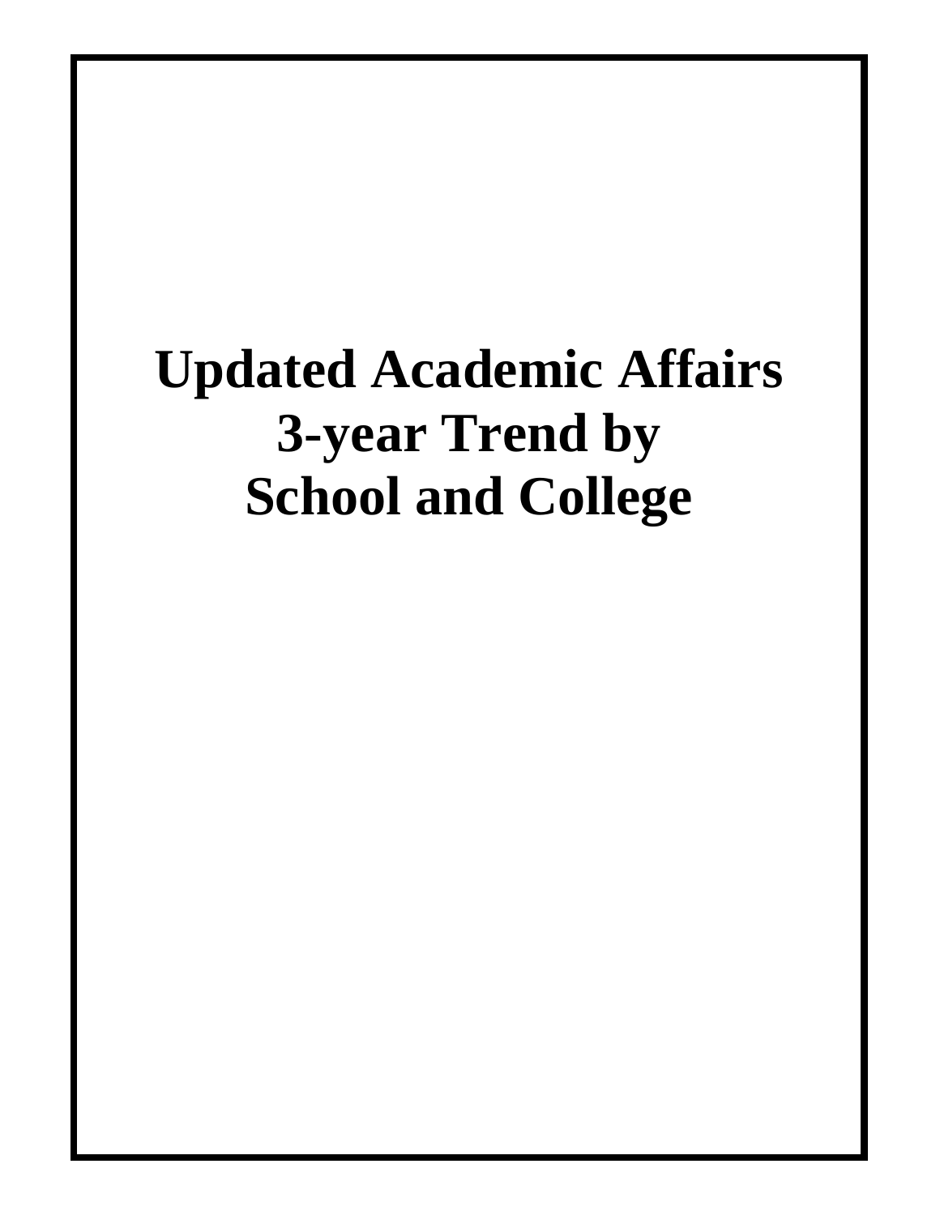# Updated Academic Affairs 3-year Trend by School and College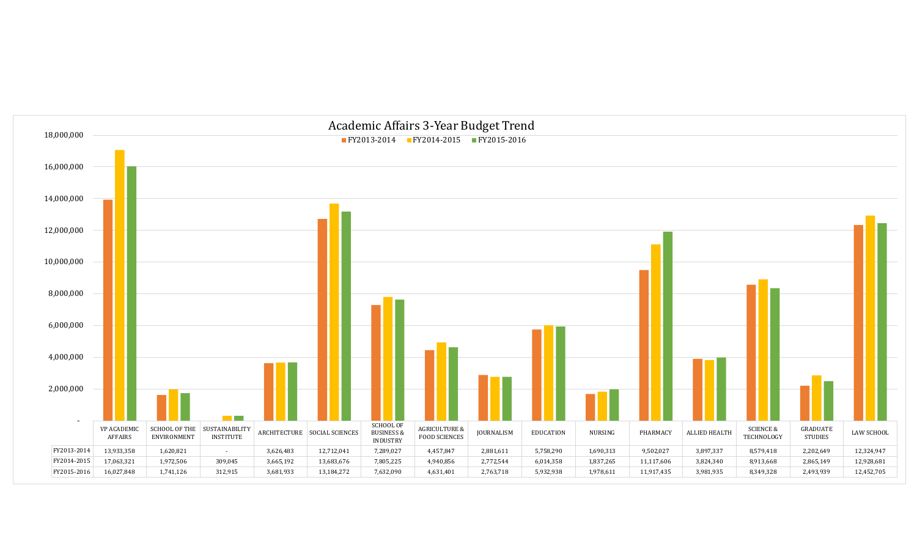# Academic Affairs 3-Year Budget Trend

| | VP ACADEMIC AFFAIRS | SCHOOL OF THE ENVIRONMENT | SUSTAINABILITY INSTITUTE | ARCHITECTURE | SOCIAL SCIENCES | SCHOOL OF BUSINESS & INDUSTRY | AGRICULTURE & FOOD SCIENCES | JOURNALISM | EDUCATION | NURSING | PHARMACY | ALLIED HEALTH | SCIENCE & TECHNOLOGY | GRADUATE STUDIES | LAW SCHOOL |
|---|---|---|---|---|---|---|---|---|---|---|---|---|---|---|---|
| FY2013-2014 | 13,933,358 | 1,620,821 | - | 3,626,483 | 12,712,041 | 7,289,027 | 4,457,847 | 2,881,611 | 5,758,290 | 1,690,313 | 9,502,027 | 3,897,337 | 8,579,418 | 2,202,649 | 12,324,947 |
| FY2014-2015 | 17,063,321 | 1,972,506 | 309,045 | 3,665,192 | 13,683,676 | 7,805,225 | 4,940,856 | 2,772,544 | 6,014,358 | 1,837,265 | 11,117,606 | 3,824,340 | 8,913,668 | 2,865,149 | 12,928,681 |
| FY2015-2016 | 16,027,848 | 1,741,126 | 312,915 | 3,681,933 | 13,184,272 | 7,632,090 | 4,631,401 | 2,763,718 | 5,932,938 | 1,978,611 | 11,917,435 | 3,981,935 | 8,349,328 | 2,493,939 | 12,452,705 |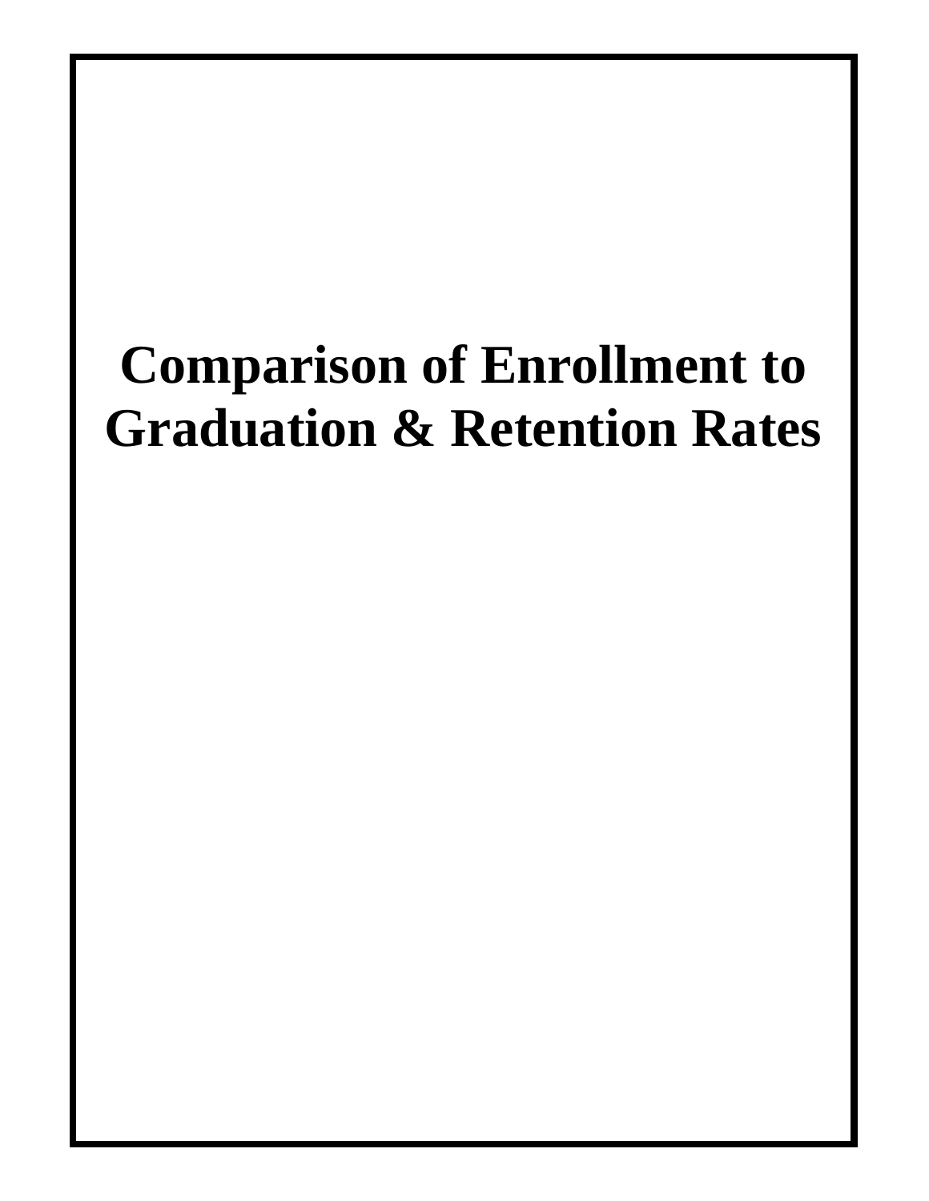# Comparison of Enrollment to Graduation & Retention Rates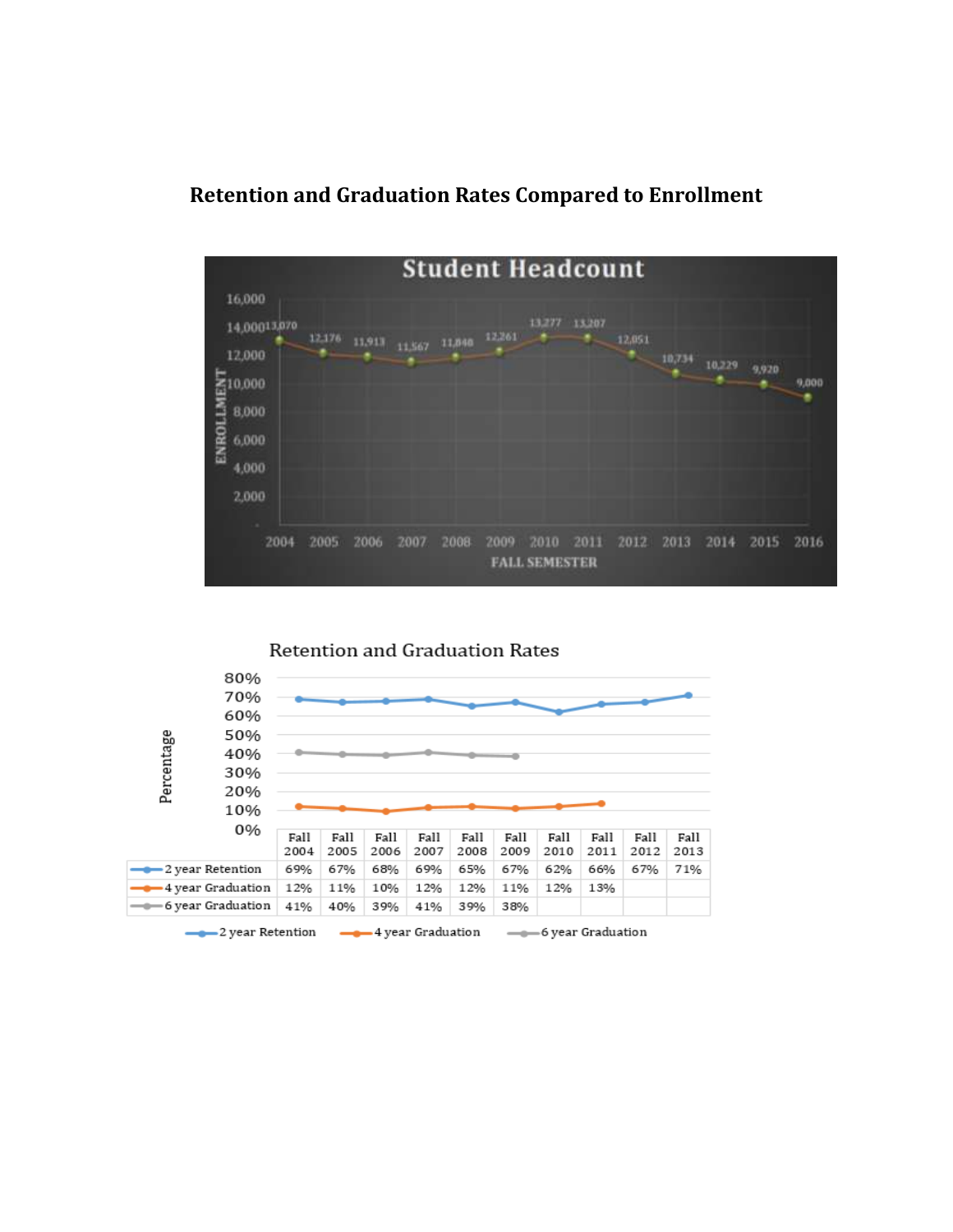# Retention and Graduation Rates Compared to Enrollment

**Student Headcount**

| FALL SEMESTER | 2004 | 2005 | 2006 | 2007 | 2008 | 2009 | 2010 | 2011 | 2012 | 2013 | 2014 | 2015 | 2016 |
|---|---|---|---|---|---|---|---|---|---|---|---|---|---|
| ENROLLMENT | 13,070 | 12,176 | 11,913 | 11,567 | 11,848 | 12,261 | 13,277 | 13,207 | 12,051 | 10,734 | 10,229 | 9,920 | 9,000 |

**Retention and Graduation Rates**

| | Fall 2004 | Fall 2005 | Fall 2006 | Fall 2007 | Fall 2008 | Fall 2009 | Fall 2010 | Fall 2011 | Fall 2012 | Fall 2013 |
|---|---|---|---|---|---|---|---|---|---|---|
| 2 year Retention | 69% | 67% | 68% | 69% | 65% | 67% | 62% | 66% | 67% | 71% |
| 4 year Graduation | 12% | 11% | 10% | 12% | 12% | 11% | 12% | 13% | | |
| 6 year Graduation | 41% | 40% | 39% | 41% | 39% | 38% | | | | |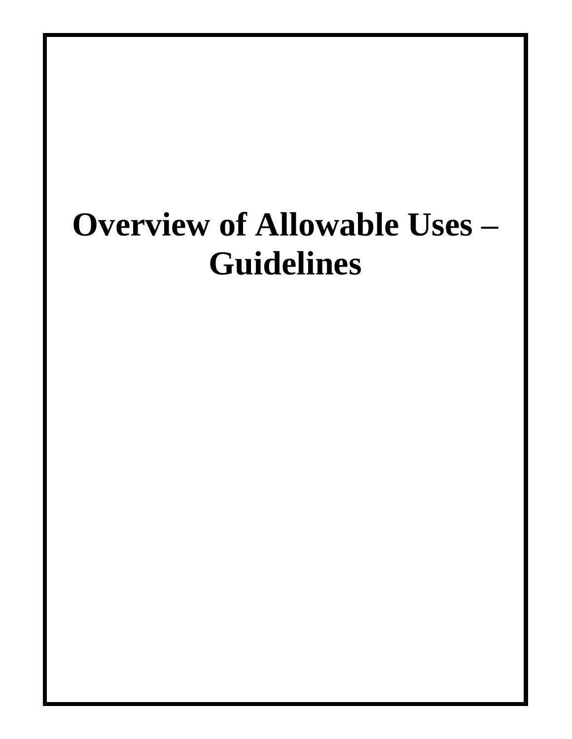# Overview of Allowable Uses – Guidelines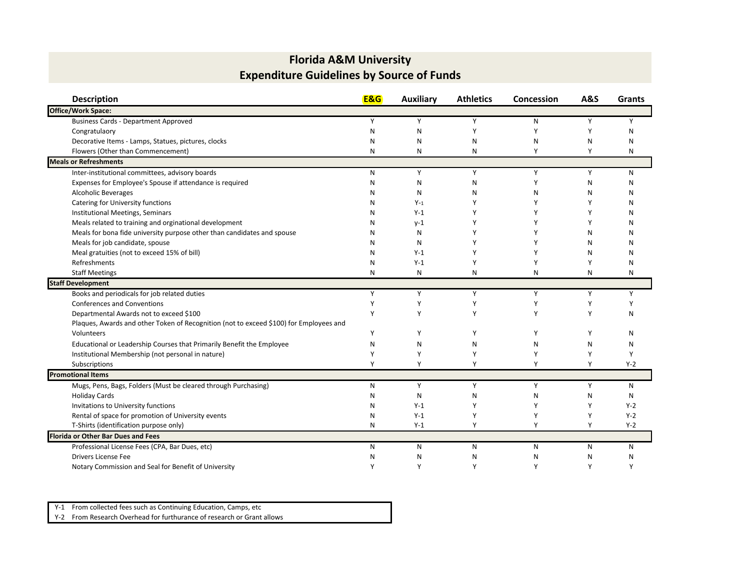# Florida A&M University
## Expenditure Guidelines by Source of Funds

| Description | E&G | Auxiliary | Athletics | Concession | A&S | Grants |
|---|---|---|---|---|---|---|
| **Office/Work Space:** | | | | | | |
| Business Cards - Department Approved | Y | Y | Y | N | Y | Y |
| Congratulaory | N | N | Y | Y | Y | N |
| Decorative Items - Lamps, Statues, pictures, clocks | N | N | N | N | N | N |
| Flowers (Other than Commencement) | N | N | N | Y | Y | N |
| **Meals or Refreshments** | | | | | | |
| Inter-institutional committees, advisory boards | N | Y | Y | Y | Y | N |
| Expenses for Employee's Spouse if attendance is required | N | N | N | Y | N | N |
| Alcoholic Beverages | N | N | N | N | N | N |
| Catering for University functions | N | Y-1 | Y | Y | Y | N |
| Institutional Meetings, Seminars | N | Y-1 | Y | Y | Y | N |
| Meals related to training and orginational development | N | y-1 | Y | Y | Y | N |
| Meals for bona fide university purpose other than candidates and spouse | N | N | Y | Y | N | N |
| Meals for job candidate, spouse | N | N | Y | Y | N | N |
| Meal gratuities (not to exceed 15% of bill) | N | Y-1 | Y | Y | N | N |
| Refreshments | N | Y-1 | Y | Y | Y | N |
| Staff Meetings | N | N | N | N | N | N |
| **Staff Development** | | | | | | |
| Books and periodicals for job related duties | Y | Y | Y | Y | Y | Y |
| Conferences and Conventions | Y | Y | Y | Y | Y | Y |
| Departmental Awards not to exceed $100 | Y | Y | Y | Y | Y | N |
| Plaques, Awards and other Token of Recognition (not to exceed $100) for Employees and Volunteers | Y | Y | Y | Y | Y | N |
| Educational or Leadership Courses that Primarily Benefit the Employee | N | N | N | N | N | N |
| Institutional Membership (not personal in nature) | Y | Y | Y | Y | Y | Y |
| Subscriptions | Y | Y | Y | Y | Y | Y-2 |
| **Promotional Items** | | | | | | |
| Mugs, Pens, Bags, Folders (Must be cleared through Purchasing) | N | Y | Y | Y | Y | N |
| Holiday Cards | N | N | N | N | N | N |
| Invitations to University functions | N | Y-1 | Y | Y | Y | Y-2 |
| Rental of space for promotion of University events | N | Y-1 | Y | Y | Y | Y-2 |
| T-Shirts (identification purpose only) | N | Y-1 | Y | Y | Y | Y-2 |
| **Florida or Other Bar Dues and Fees** | | | | | | |
| Professional License Fees (CPA, Bar Dues, etc) | N | N | N | N | N | N |
| Drivers License Fee | N | N | N | N | N | N |
| Notary Commission and Seal for Benefit of University | Y | Y | Y | Y | Y | Y |

Y-1 From collected fees such as Continuing Education, Camps, etc

Y-2 From Research Overhead for furthurance of research or Grant allows